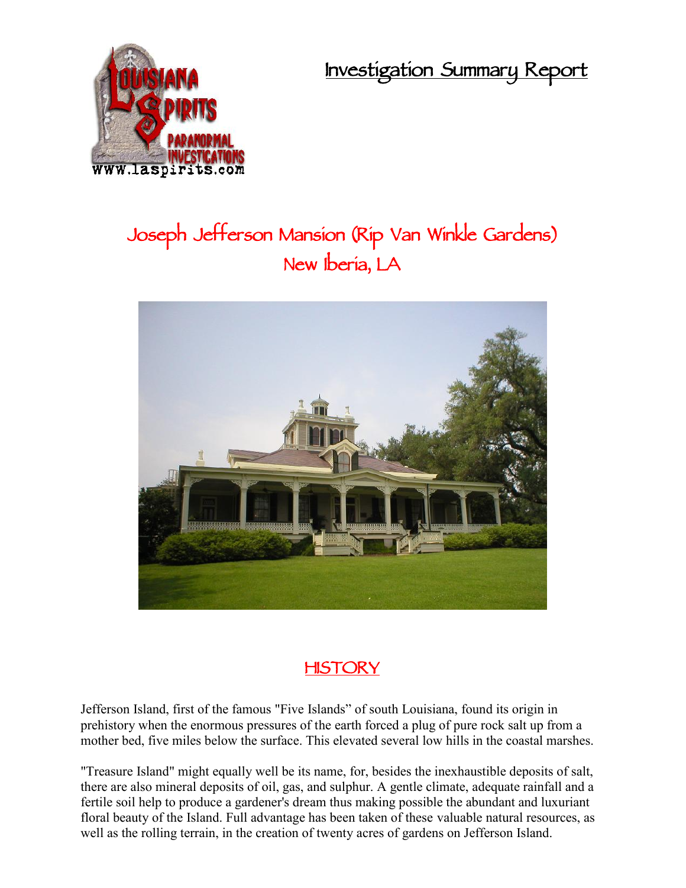# Investigation Summary Report

## Joseph Jefferson Mansion (Rip Van Winkle Gardens)
## New Iberia, LA

## HISTORY

Jefferson Island, first of the famous "Five Islands" of south Louisiana, found its origin in prehistory when the enormous pressures of the earth forced a plug of pure rock salt up from a mother bed, five miles below the surface. This elevated several low hills in the coastal marshes.

"Treasure Island" might equally well be its name, for, besides the inexhaustible deposits of salt, there are also mineral deposits of oil, gas, and sulphur. A gentle climate, adequate rainfall and a fertile soil help to produce a gardener's dream thus making possible the abundant and luxuriant floral beauty of the Island. Full advantage has been taken of these valuable natural resources, as well as the rolling terrain, in the creation of twenty acres of gardens on Jefferson Island.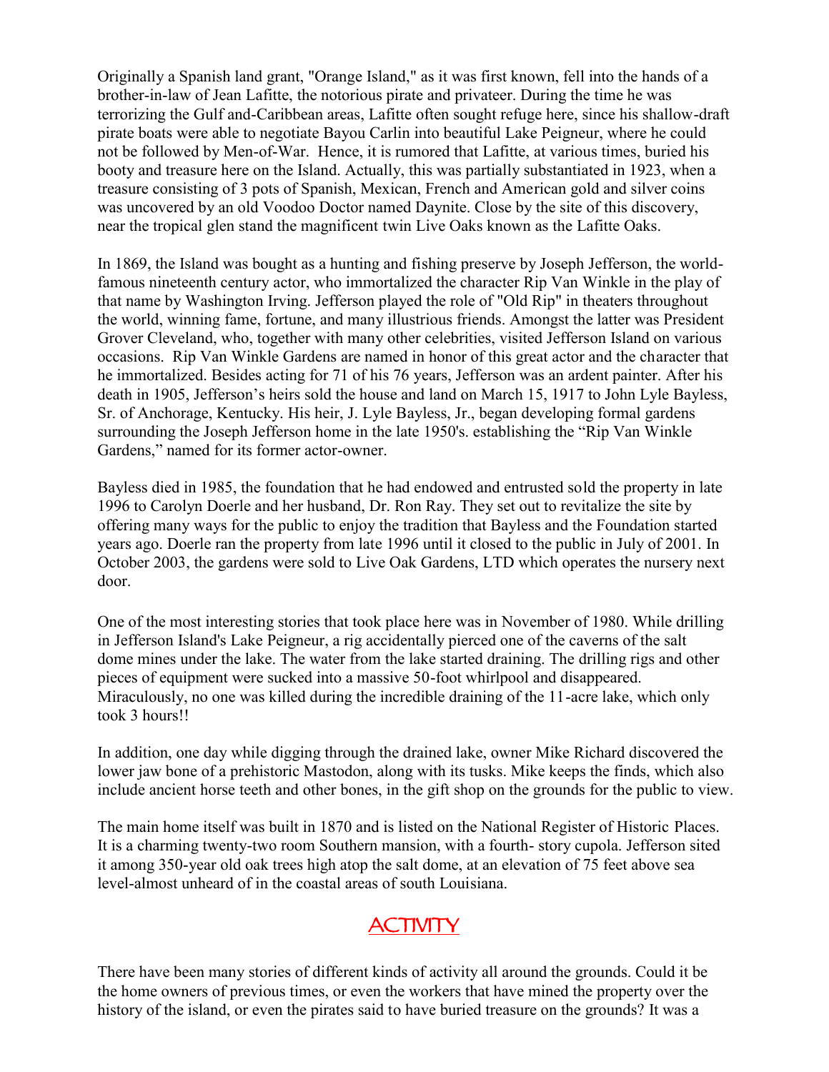Originally a Spanish land grant, "Orange Island," as it was first known, fell into the hands of a brother-in-law of Jean Lafitte, the notorious pirate and privateer. During the time he was terrorizing the Gulf and-Caribbean areas, Lafitte often sought refuge here, since his shallow-draft pirate boats were able to negotiate Bayou Carlin into beautiful Lake Peigneur, where he could not be followed by Men-of-War. Hence, it is rumored that Lafitte, at various times, buried his booty and treasure here on the Island. Actually, this was partially substantiated in 1923, when a treasure consisting of 3 pots of Spanish, Mexican, French and American gold and silver coins was uncovered by an old Voodoo Doctor named Daynite. Close by the site of this discovery, near the tropical glen stand the magnificent twin Live Oaks known as the Lafitte Oaks.

In 1869, the Island was bought as a hunting and fishing preserve by Joseph Jefferson, the world-famous nineteenth century actor, who immortalized the character Rip Van Winkle in the play of that name by Washington Irving. Jefferson played the role of "Old Rip" in theaters throughout the world, winning fame, fortune, and many illustrious friends. Amongst the latter was President Grover Cleveland, who, together with many other celebrities, visited Jefferson Island on various occasions. Rip Van Winkle Gardens are named in honor of this great actor and the character that he immortalized. Besides acting for 71 of his 76 years, Jefferson was an ardent painter. After his death in 1905, Jefferson's heirs sold the house and land on March 15, 1917 to John Lyle Bayless, Sr. of Anchorage, Kentucky. His heir, J. Lyle Bayless, Jr., began developing formal gardens surrounding the Joseph Jefferson home in the late 1950's. establishing the "Rip Van Winkle Gardens," named for its former actor-owner.

Bayless died in 1985, the foundation that he had endowed and entrusted sold the property in late 1996 to Carolyn Doerle and her husband, Dr. Ron Ray. They set out to revitalize the site by offering many ways for the public to enjoy the tradition that Bayless and the Foundation started years ago. Doerle ran the property from late 1996 until it closed to the public in July of 2001. In October 2003, the gardens were sold to Live Oak Gardens, LTD which operates the nursery next door.

One of the most interesting stories that took place here was in November of 1980. While drilling in Jefferson Island's Lake Peigneur, a rig accidentally pierced one of the caverns of the salt dome mines under the lake. The water from the lake started draining. The drilling rigs and other pieces of equipment were sucked into a massive 50-foot whirlpool and disappeared. Miraculously, no one was killed during the incredible draining of the 11-acre lake, which only took 3 hours!!

In addition, one day while digging through the drained lake, owner Mike Richard discovered the lower jaw bone of a prehistoric Mastodon, along with its tusks. Mike keeps the finds, which also include ancient horse teeth and other bones, in the gift shop on the grounds for the public to view.

The main home itself was built in 1870 and is listed on the National Register of Historic Places. It is a charming twenty-two room Southern mansion, with a fourth- story cupola. Jefferson sited it among 350-year old oak trees high atop the salt dome, at an elevation of 75 feet above sea level-almost unheard of in the coastal areas of south Louisiana.

## ACTIVITY

There have been many stories of different kinds of activity all around the grounds. Could it be the home owners of previous times, or even the workers that have mined the property over the history of the island, or even the pirates said to have buried treasure on the grounds? It was a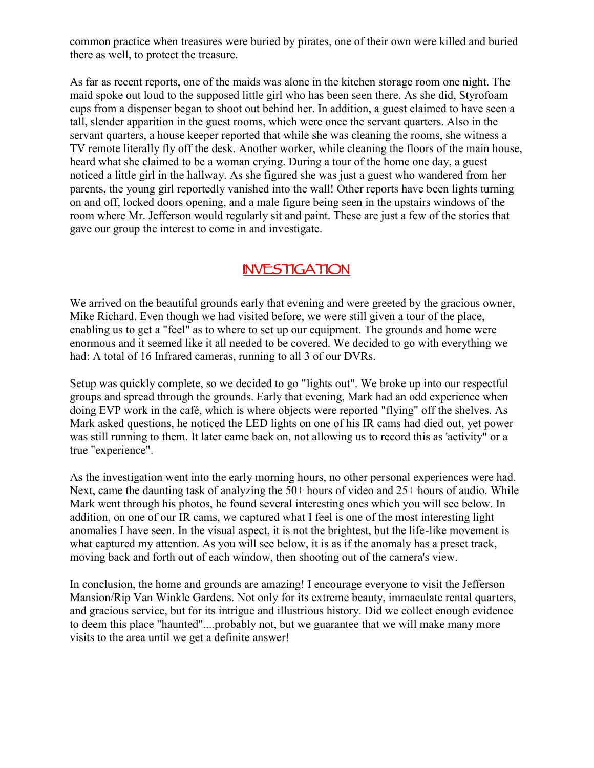common practice when treasures were buried by pirates, one of their own were killed and buried there as well, to protect the treasure.

As far as recent reports, one of the maids was alone in the kitchen storage room one night. The maid spoke out loud to the supposed little girl who has been seen there. As she did, Styrofoam cups from a dispenser began to shoot out behind her. In addition, a guest claimed to have seen a tall, slender apparition in the guest rooms, which were once the servant quarters. Also in the servant quarters, a house keeper reported that while she was cleaning the rooms, she witness a TV remote literally fly off the desk. Another worker, while cleaning the floors of the main house, heard what she claimed to be a woman crying. During a tour of the home one day, a guest noticed a little girl in the hallway. As she figured she was just a guest who wandered from her parents, the young girl reportedly vanished into the wall! Other reports have been lights turning on and off, locked doors opening, and a male figure being seen in the upstairs windows of the room where Mr. Jefferson would regularly sit and paint. These are just a few of the stories that gave our group the interest to come in and investigate.

## INVESTIGATION

We arrived on the beautiful grounds early that evening and were greeted by the gracious owner, Mike Richard. Even though we had visited before, we were still given a tour of the place, enabling us to get a "feel" as to where to set up our equipment. The grounds and home were enormous and it seemed like it all needed to be covered. We decided to go with everything we had: A total of 16 Infrared cameras, running to all 3 of our DVRs.

Setup was quickly complete, so we decided to go "lights out". We broke up into our respectful groups and spread through the grounds. Early that evening, Mark had an odd experience when doing EVP work in the café, which is where objects were reported "flying" off the shelves. As Mark asked questions, he noticed the LED lights on one of his IR cams had died out, yet power was still running to them. It later came back on, not allowing us to record this as 'activity" or a true "experience".

As the investigation went into the early morning hours, no other personal experiences were had. Next, came the daunting task of analyzing the 50+ hours of video and 25+ hours of audio. While Mark went through his photos, he found several interesting ones which you will see below. In addition, on one of our IR cams, we captured what I feel is one of the most interesting light anomalies I have seen. In the visual aspect, it is not the brightest, but the life-like movement is what captured my attention. As you will see below, it is as if the anomaly has a preset track, moving back and forth out of each window, then shooting out of the camera's view.

In conclusion, the home and grounds are amazing! I encourage everyone to visit the Jefferson Mansion/Rip Van Winkle Gardens. Not only for its extreme beauty, immaculate rental quarters, and gracious service, but for its intrigue and illustrious history. Did we collect enough evidence to deem this place "haunted"....probably not, but we guarantee that we will make many more visits to the area until we get a definite answer!